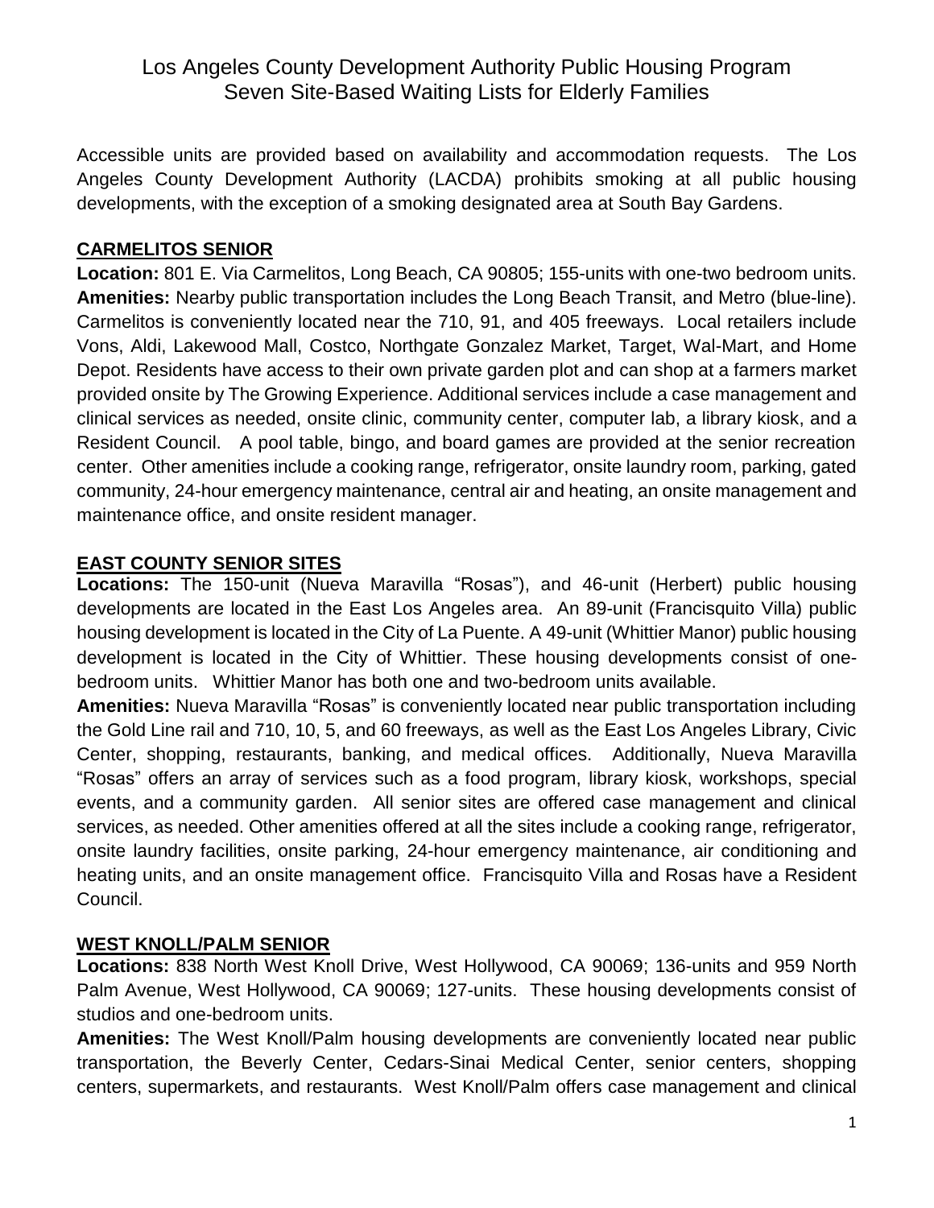# Los Angeles County Development Authority Public Housing Program
## Seven Site-Based Waiting Lists for Elderly Families

Accessible units are provided based on availability and accommodation requests. The Los Angeles County Development Authority (LACDA) prohibits smoking at all public housing developments, with the exception of a smoking designated area at South Bay Gardens.

### CARMELITOS SENIOR

**Location:** 801 E. Via Carmelitos, Long Beach, CA 90805; 155-units with one-two bedroom units.

**Amenities:** Nearby public transportation includes the Long Beach Transit, and Metro (blue-line). Carmelitos is conveniently located near the 710, 91, and 405 freeways. Local retailers include Vons, Aldi, Lakewood Mall, Costco, Northgate Gonzalez Market, Target, Wal-Mart, and Home Depot. Residents have access to their own private garden plot and can shop at a farmers market provided onsite by The Growing Experience. Additional services include a case management and clinical services as needed, onsite clinic, community center, computer lab, a library kiosk, and a Resident Council. A pool table, bingo, and board games are provided at the senior recreation center. Other amenities include a cooking range, refrigerator, onsite laundry room, parking, gated community, 24-hour emergency maintenance, central air and heating, an onsite management and maintenance office, and onsite resident manager.

### EAST COUNTY SENIOR SITES

**Locations:** The 150-unit (Nueva Maravilla "Rosas"), and 46-unit (Herbert) public housing developments are located in the East Los Angeles area. An 89-unit (Francisquito Villa) public housing development is located in the City of La Puente. A 49-unit (Whittier Manor) public housing development is located in the City of Whittier. These housing developments consist of one-bedroom units. Whittier Manor has both one and two-bedroom units available.

**Amenities:** Nueva Maravilla "Rosas" is conveniently located near public transportation including the Gold Line rail and 710, 10, 5, and 60 freeways, as well as the East Los Angeles Library, Civic Center, shopping, restaurants, banking, and medical offices. Additionally, Nueva Maravilla "Rosas" offers an array of services such as a food program, library kiosk, workshops, special events, and a community garden. All senior sites are offered case management and clinical services, as needed. Other amenities offered at all the sites include a cooking range, refrigerator, onsite laundry facilities, onsite parking, 24-hour emergency maintenance, air conditioning and heating units, and an onsite management office. Francisquito Villa and Rosas have a Resident Council.

### WEST KNOLL/PALM SENIOR

**Locations:** 838 North West Knoll Drive, West Hollywood, CA 90069; 136-units and 959 North Palm Avenue, West Hollywood, CA 90069; 127-units. These housing developments consist of studios and one-bedroom units.

**Amenities:** The West Knoll/Palm housing developments are conveniently located near public transportation, the Beverly Center, Cedars-Sinai Medical Center, senior centers, shopping centers, supermarkets, and restaurants. West Knoll/Palm offers case management and clinical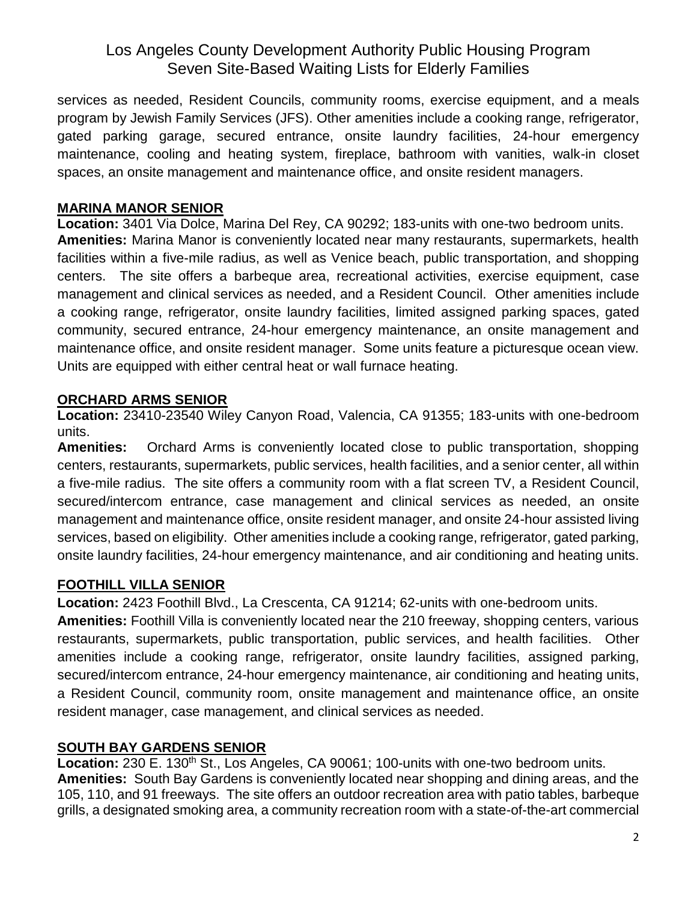services as needed, Resident Councils, community rooms, exercise equipment, and a meals program by Jewish Family Services (JFS). Other amenities include a cooking range, refrigerator, gated parking garage, secured entrance, onsite laundry facilities, 24-hour emergency maintenance, cooling and heating system, fireplace, bathroom with vanities, walk-in closet spaces, an onsite management and maintenance office, and onsite resident managers.

## MARINA MANOR SENIOR

**Location:** 3401 Via Dolce, Marina Del Rey, CA 90292; 183-units with one-two bedroom units.
**Amenities:** Marina Manor is conveniently located near many restaurants, supermarkets, health facilities within a five-mile radius, as well as Venice beach, public transportation, and shopping centers. The site offers a barbeque area, recreational activities, exercise equipment, case management and clinical services as needed, and a Resident Council. Other amenities include a cooking range, refrigerator, onsite laundry facilities, limited assigned parking spaces, gated community, secured entrance, 24-hour emergency maintenance, an onsite management and maintenance office, and onsite resident manager. Some units feature a picturesque ocean view. Units are equipped with either central heat or wall furnace heating.

## ORCHARD ARMS SENIOR

**Location:** 23410-23540 Wiley Canyon Road, Valencia, CA 91355; 183-units with one-bedroom units.
**Amenities:** Orchard Arms is conveniently located close to public transportation, shopping centers, restaurants, supermarkets, public services, health facilities, and a senior center, all within a five-mile radius. The site offers a community room with a flat screen TV, a Resident Council, secured/intercom entrance, case management and clinical services as needed, an onsite management and maintenance office, onsite resident manager, and onsite 24-hour assisted living services, based on eligibility. Other amenities include a cooking range, refrigerator, gated parking, onsite laundry facilities, 24-hour emergency maintenance, and air conditioning and heating units.

## FOOTHILL VILLA SENIOR

**Location:** 2423 Foothill Blvd., La Crescenta, CA 91214; 62-units with one-bedroom units.
**Amenities:** Foothill Villa is conveniently located near the 210 freeway, shopping centers, various restaurants, supermarkets, public transportation, public services, and health facilities. Other amenities include a cooking range, refrigerator, onsite laundry facilities, assigned parking, secured/intercom entrance, 24-hour emergency maintenance, air conditioning and heating units, a Resident Council, community room, onsite management and maintenance office, an onsite resident manager, case management, and clinical services as needed.

## SOUTH BAY GARDENS SENIOR

**Location:** 230 E. 130th St., Los Angeles, CA 90061; 100-units with one-two bedroom units.
**Amenities:** South Bay Gardens is conveniently located near shopping and dining areas, and the 105, 110, and 91 freeways. The site offers an outdoor recreation area with patio tables, barbeque grills, a designated smoking area, a community recreation room with a state-of-the-art commercial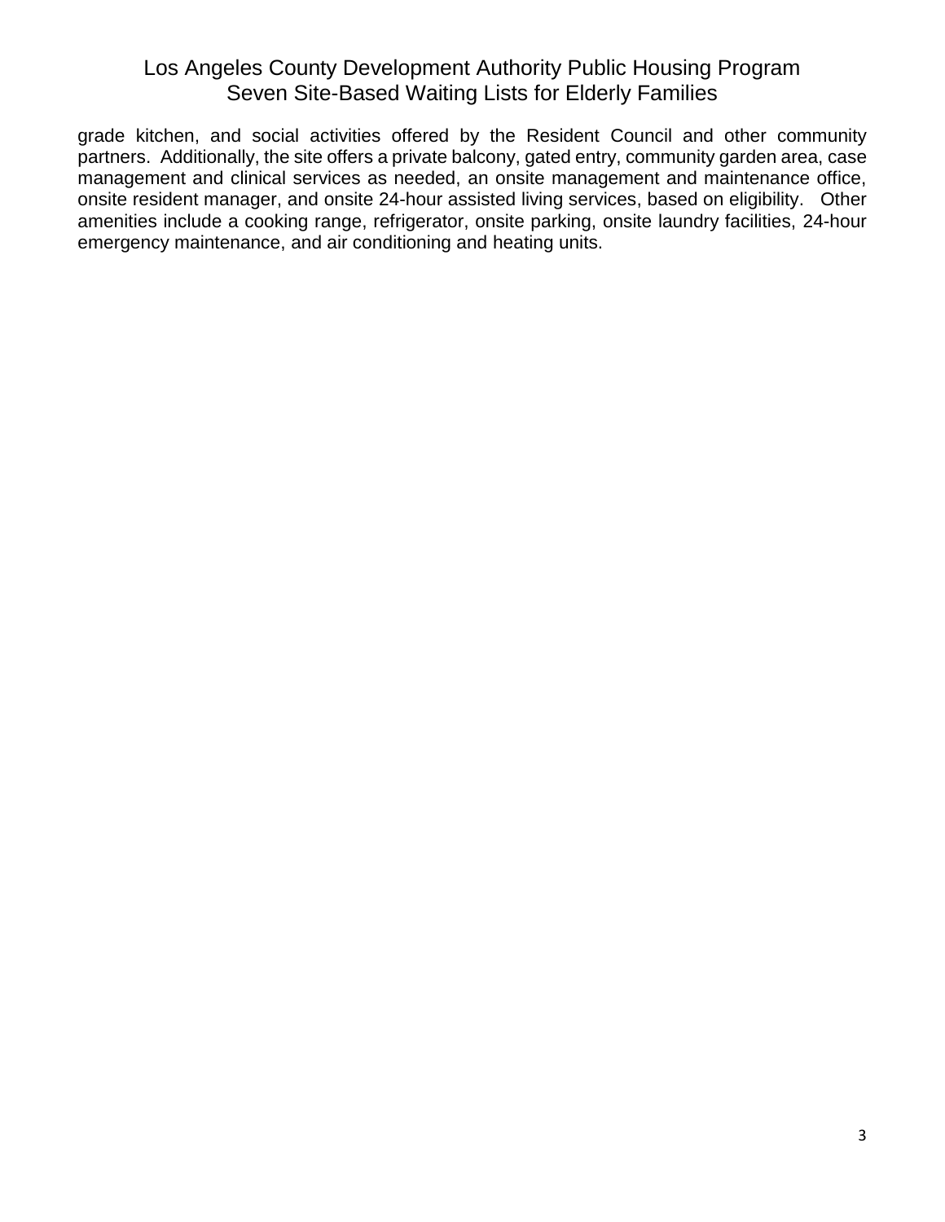grade kitchen, and social activities offered by the Resident Council and other community partners. Additionally, the site offers a private balcony, gated entry, community garden area, case management and clinical services as needed, an onsite management and maintenance office, onsite resident manager, and onsite 24-hour assisted living services, based on eligibility. Other amenities include a cooking range, refrigerator, onsite parking, onsite laundry facilities, 24-hour emergency maintenance, and air conditioning and heating units.